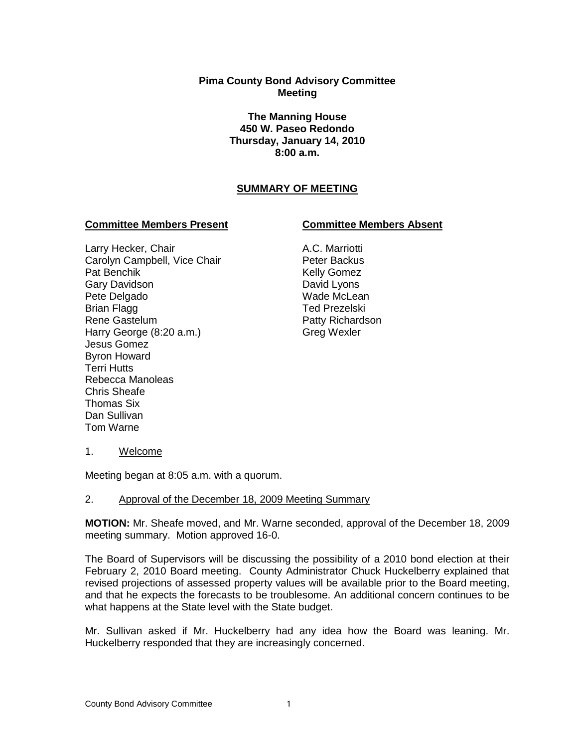**Pima County Bond Advisory Committee**
**Meeting**

**The Manning House**
**450 W. Paseo Redondo**
**Thursday, January 14, 2010**
**8:00 a.m.**

## SUMMARY OF MEETING

| **Committee Members Present** | **Committee Members Absent** |
| --- | --- |
| Larry Hecker, Chair | A.C. Marriotti |
| Carolyn Campbell, Vice Chair | Peter Backus |
| Pat Benchik | Kelly Gomez |
| Gary Davidson | David Lyons |
| Pete Delgado | Wade McLean |
| Brian Flagg | Ted Prezelski |
| Rene Gastelum | Patty Richardson |
| Harry George (8:20 a.m.) | Greg Wexler |
| Jesus Gomez | |
| Byron Howard | |
| Terri Hutts | |
| Rebecca Manoleas | |
| Chris Sheafe | |
| Thomas Six | |
| Dan Sullivan | |
| Tom Warne | |

1. Welcome

Meeting began at 8:05 a.m. with a quorum.

2. Approval of the December 18, 2009 Meeting Summary

**MOTION:** Mr. Sheafe moved, and Mr. Warne seconded, approval of the December 18, 2009 meeting summary. Motion approved 16-0.

The Board of Supervisors will be discussing the possibility of a 2010 bond election at their February 2, 2010 Board meeting. County Administrator Chuck Huckelberry explained that revised projections of assessed property values will be available prior to the Board meeting, and that he expects the forecasts to be troublesome. An additional concern continues to be what happens at the State level with the State budget.

Mr. Sullivan asked if Mr. Huckelberry had any idea how the Board was leaning. Mr. Huckelberry responded that they are increasingly concerned.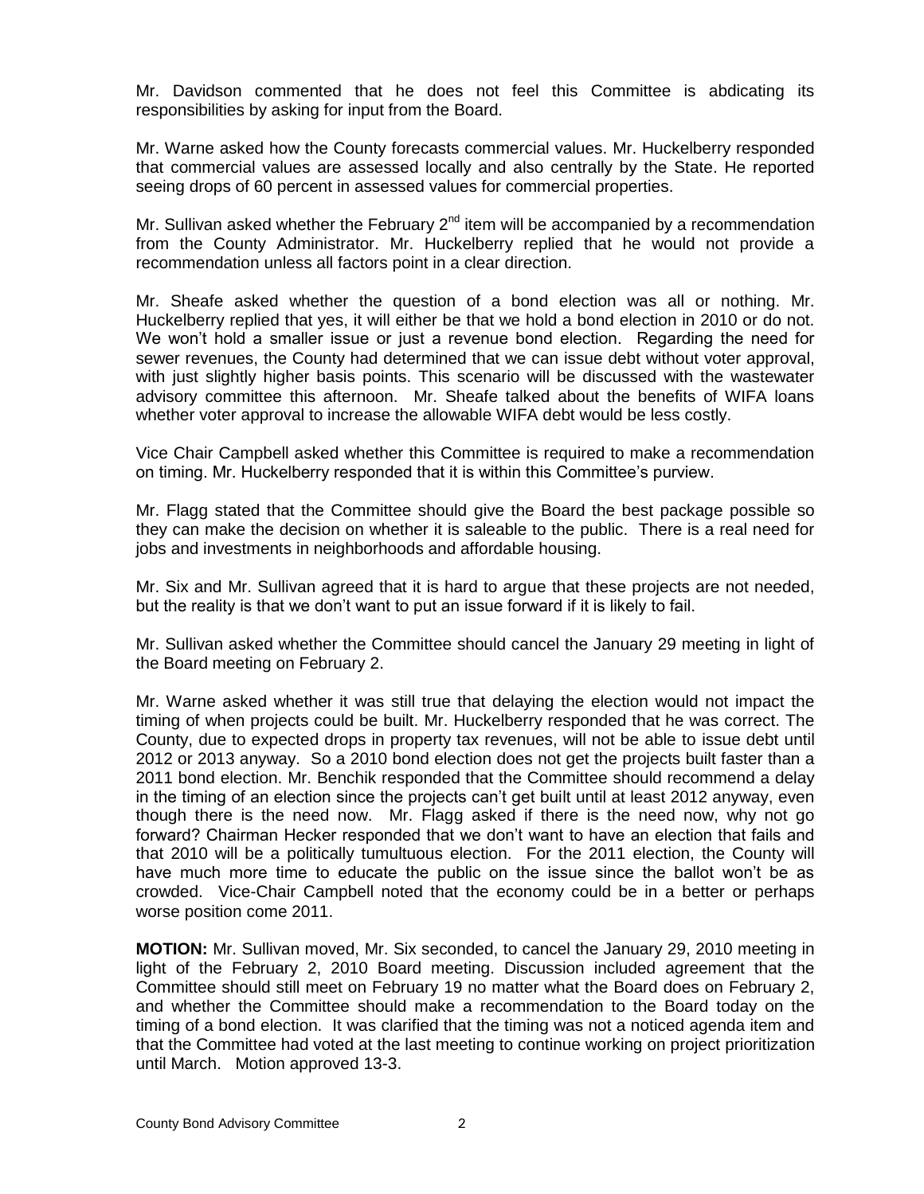Mr. Davidson commented that he does not feel this Committee is abdicating its responsibilities by asking for input from the Board.

Mr. Warne asked how the County forecasts commercial values. Mr. Huckelberry responded that commercial values are assessed locally and also centrally by the State. He reported seeing drops of 60 percent in assessed values for commercial properties.

Mr. Sullivan asked whether the February 2nd item will be accompanied by a recommendation from the County Administrator. Mr. Huckelberry replied that he would not provide a recommendation unless all factors point in a clear direction.

Mr. Sheafe asked whether the question of a bond election was all or nothing. Mr. Huckelberry replied that yes, it will either be that we hold a bond election in 2010 or do not. We won't hold a smaller issue or just a revenue bond election. Regarding the need for sewer revenues, the County had determined that we can issue debt without voter approval, with just slightly higher basis points. This scenario will be discussed with the wastewater advisory committee this afternoon. Mr. Sheafe talked about the benefits of WIFA loans whether voter approval to increase the allowable WIFA debt would be less costly.

Vice Chair Campbell asked whether this Committee is required to make a recommendation on timing. Mr. Huckelberry responded that it is within this Committee's purview.

Mr. Flagg stated that the Committee should give the Board the best package possible so they can make the decision on whether it is saleable to the public. There is a real need for jobs and investments in neighborhoods and affordable housing.

Mr. Six and Mr. Sullivan agreed that it is hard to argue that these projects are not needed, but the reality is that we don't want to put an issue forward if it is likely to fail.

Mr. Sullivan asked whether the Committee should cancel the January 29 meeting in light of the Board meeting on February 2.

Mr. Warne asked whether it was still true that delaying the election would not impact the timing of when projects could be built. Mr. Huckelberry responded that he was correct. The County, due to expected drops in property tax revenues, will not be able to issue debt until 2012 or 2013 anyway. So a 2010 bond election does not get the projects built faster than a 2011 bond election. Mr. Benchik responded that the Committee should recommend a delay in the timing of an election since the projects can't get built until at least 2012 anyway, even though there is the need now. Mr. Flagg asked if there is the need now, why not go forward? Chairman Hecker responded that we don't want to have an election that fails and that 2010 will be a politically tumultuous election. For the 2011 election, the County will have much more time to educate the public on the issue since the ballot won't be as crowded. Vice-Chair Campbell noted that the economy could be in a better or perhaps worse position come 2011.

**MOTION:** Mr. Sullivan moved, Mr. Six seconded, to cancel the January 29, 2010 meeting in light of the February 2, 2010 Board meeting. Discussion included agreement that the Committee should still meet on February 19 no matter what the Board does on February 2, and whether the Committee should make a recommendation to the Board today on the timing of a bond election. It was clarified that the timing was not a noticed agenda item and that the Committee had voted at the last meeting to continue working on project prioritization until March. Motion approved 13-3.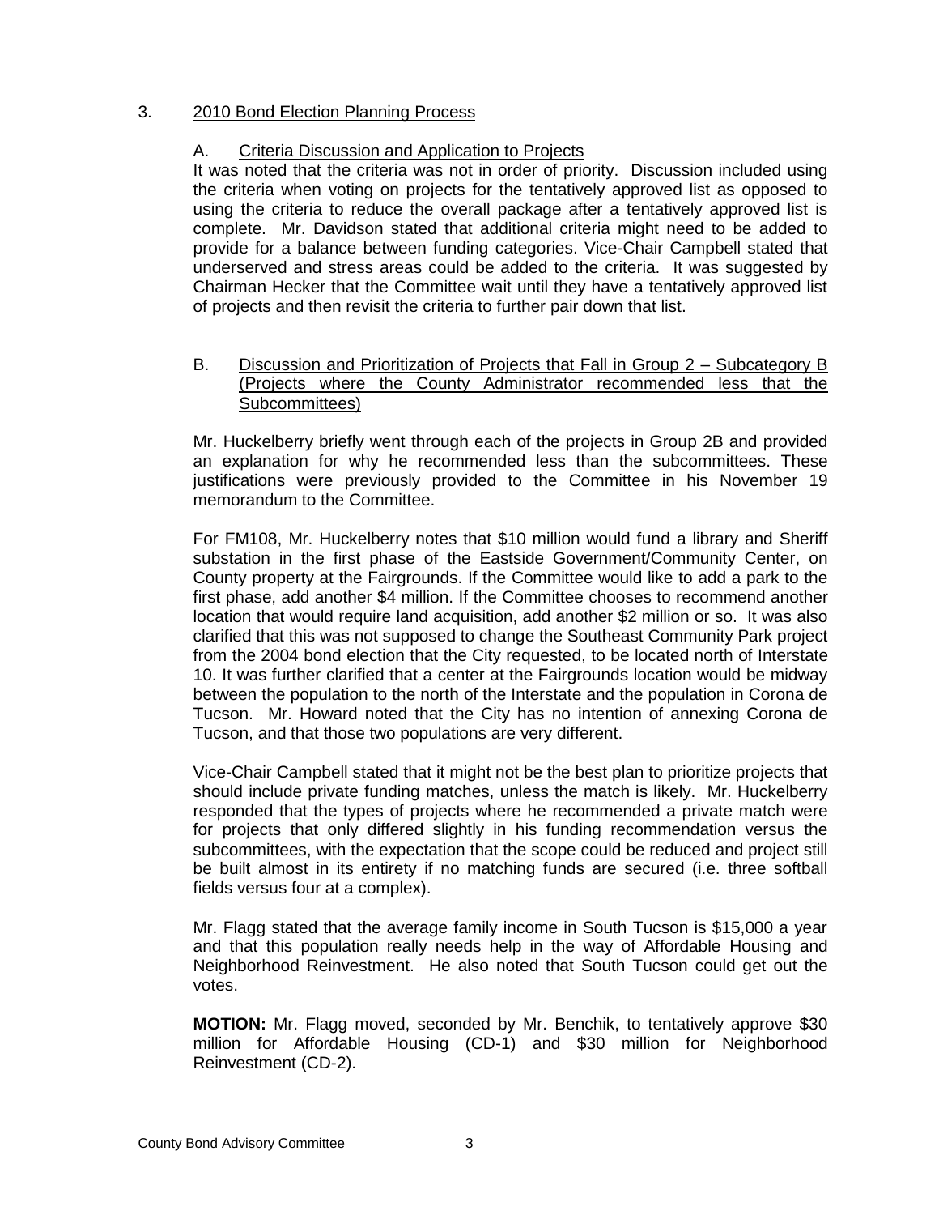## 3. 2010 Bond Election Planning Process

### A. Criteria Discussion and Application to Projects

It was noted that the criteria was not in order of priority. Discussion included using the criteria when voting on projects for the tentatively approved list as opposed to using the criteria to reduce the overall package after a tentatively approved list is complete. Mr. Davidson stated that additional criteria might need to be added to provide for a balance between funding categories. Vice-Chair Campbell stated that underserved and stress areas could be added to the criteria. It was suggested by Chairman Hecker that the Committee wait until they have a tentatively approved list of projects and then revisit the criteria to further pair down that list.

### B. Discussion and Prioritization of Projects that Fall in Group 2 – Subcategory B (Projects where the County Administrator recommended less that the Subcommittees)

Mr. Huckelberry briefly went through each of the projects in Group 2B and provided an explanation for why he recommended less than the subcommittees. These justifications were previously provided to the Committee in his November 19 memorandum to the Committee.

For FM108, Mr. Huckelberry notes that $10 million would fund a library and Sheriff substation in the first phase of the Eastside Government/Community Center, on County property at the Fairgrounds. If the Committee would like to add a park to the first phase, add another $4 million. If the Committee chooses to recommend another location that would require land acquisition, add another $2 million or so. It was also clarified that this was not supposed to change the Southeast Community Park project from the 2004 bond election that the City requested, to be located north of Interstate 10. It was further clarified that a center at the Fairgrounds location would be midway between the population to the north of the Interstate and the population in Corona de Tucson. Mr. Howard noted that the City has no intention of annexing Corona de Tucson, and that those two populations are very different.

Vice-Chair Campbell stated that it might not be the best plan to prioritize projects that should include private funding matches, unless the match is likely. Mr. Huckelberry responded that the types of projects where he recommended a private match were for projects that only differed slightly in his funding recommendation versus the subcommittees, with the expectation that the scope could be reduced and project still be built almost in its entirety if no matching funds are secured (i.e. three softball fields versus four at a complex).

Mr. Flagg stated that the average family income in South Tucson is $15,000 a year and that this population really needs help in the way of Affordable Housing and Neighborhood Reinvestment. He also noted that South Tucson could get out the votes.

**MOTION:** Mr. Flagg moved, seconded by Mr. Benchik, to tentatively approve $30 million for Affordable Housing (CD-1) and $30 million for Neighborhood Reinvestment (CD-2).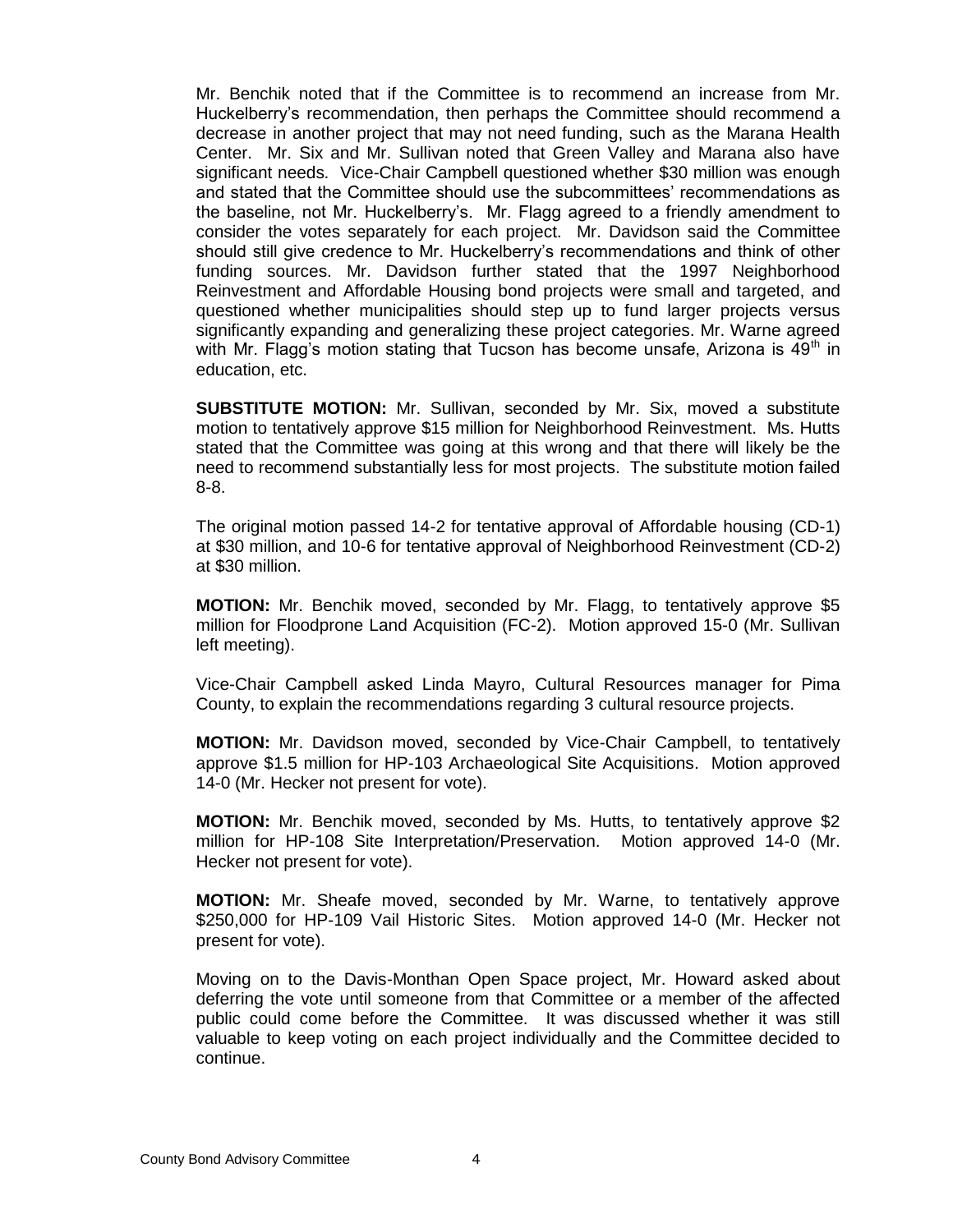Mr. Benchik noted that if the Committee is to recommend an increase from Mr. Huckelberry's recommendation, then perhaps the Committee should recommend a decrease in another project that may not need funding, such as the Marana Health Center. Mr. Six and Mr. Sullivan noted that Green Valley and Marana also have significant needs. Vice-Chair Campbell questioned whether $30 million was enough and stated that the Committee should use the subcommittees' recommendations as the baseline, not Mr. Huckelberry's. Mr. Flagg agreed to a friendly amendment to consider the votes separately for each project. Mr. Davidson said the Committee should still give credence to Mr. Huckelberry's recommendations and think of other funding sources. Mr. Davidson further stated that the 1997 Neighborhood Reinvestment and Affordable Housing bond projects were small and targeted, and questioned whether municipalities should step up to fund larger projects versus significantly expanding and generalizing these project categories. Mr. Warne agreed with Mr. Flagg's motion stating that Tucson has become unsafe, Arizona is 49th in education, etc.

**SUBSTITUTE MOTION:** Mr. Sullivan, seconded by Mr. Six, moved a substitute motion to tentatively approve $15 million for Neighborhood Reinvestment. Ms. Hutts stated that the Committee was going at this wrong and that there will likely be the need to recommend substantially less for most projects. The substitute motion failed 8-8.

The original motion passed 14-2 for tentative approval of Affordable housing (CD-1) at $30 million, and 10-6 for tentative approval of Neighborhood Reinvestment (CD-2) at $30 million.

**MOTION:** Mr. Benchik moved, seconded by Mr. Flagg, to tentatively approve $5 million for Floodprone Land Acquisition (FC-2). Motion approved 15-0 (Mr. Sullivan left meeting).

Vice-Chair Campbell asked Linda Mayro, Cultural Resources manager for Pima County, to explain the recommendations regarding 3 cultural resource projects.

**MOTION:** Mr. Davidson moved, seconded by Vice-Chair Campbell, to tentatively approve $1.5 million for HP-103 Archaeological Site Acquisitions. Motion approved 14-0 (Mr. Hecker not present for vote).

**MOTION:** Mr. Benchik moved, seconded by Ms. Hutts, to tentatively approve $2 million for HP-108 Site Interpretation/Preservation. Motion approved 14-0 (Mr. Hecker not present for vote).

**MOTION:** Mr. Sheafe moved, seconded by Mr. Warne, to tentatively approve $250,000 for HP-109 Vail Historic Sites. Motion approved 14-0 (Mr. Hecker not present for vote).

Moving on to the Davis-Monthan Open Space project, Mr. Howard asked about deferring the vote until someone from that Committee or a member of the affected public could come before the Committee. It was discussed whether it was still valuable to keep voting on each project individually and the Committee decided to continue.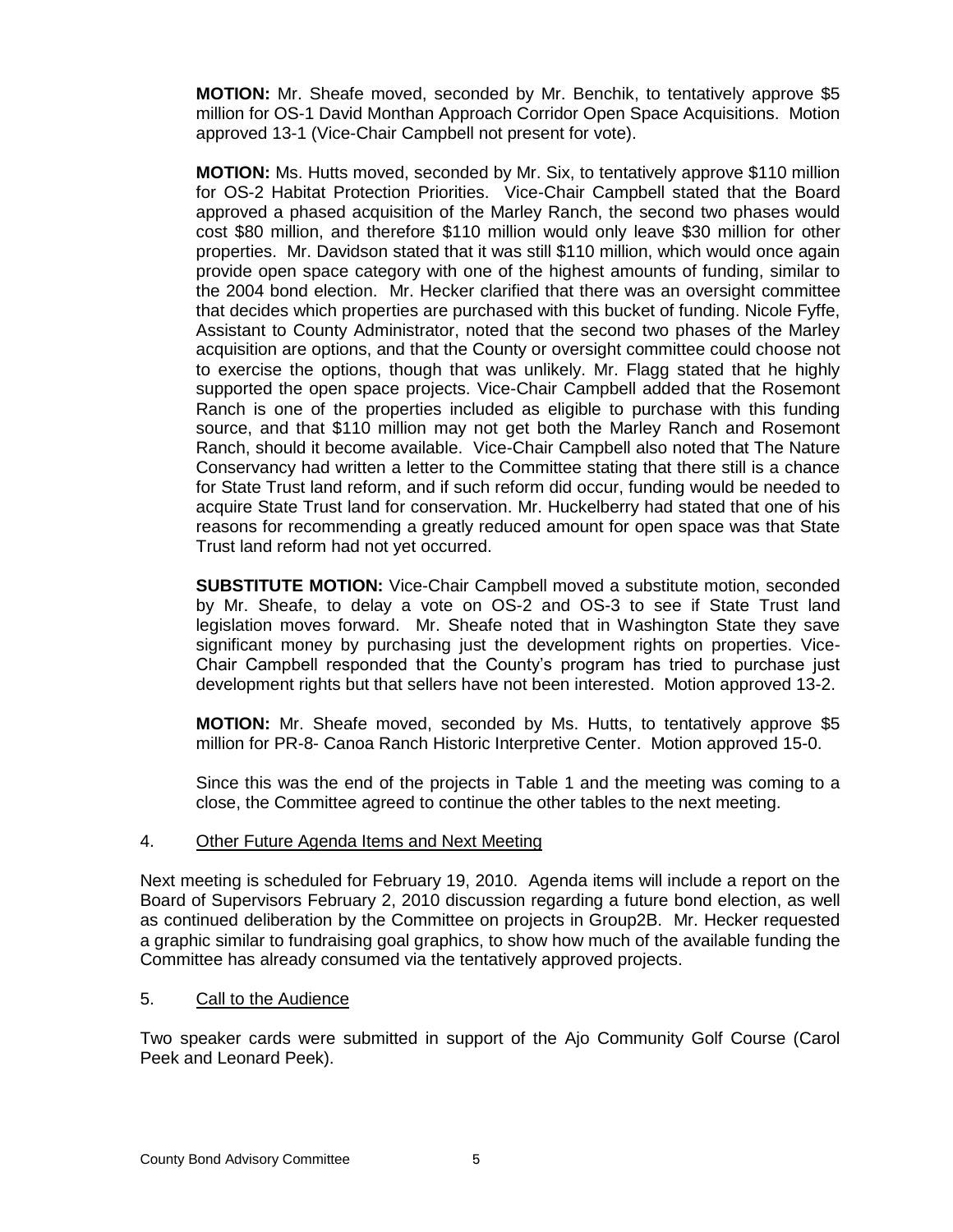**MOTION:** Mr. Sheafe moved, seconded by Mr. Benchik, to tentatively approve $5 million for OS-1 David Monthan Approach Corridor Open Space Acquisitions. Motion approved 13-1 (Vice-Chair Campbell not present for vote).

**MOTION:** Ms. Hutts moved, seconded by Mr. Six, to tentatively approve $110 million for OS-2 Habitat Protection Priorities. Vice-Chair Campbell stated that the Board approved a phased acquisition of the Marley Ranch, the second two phases would cost $80 million, and therefore $110 million would only leave $30 million for other properties. Mr. Davidson stated that it was still $110 million, which would once again provide open space category with one of the highest amounts of funding, similar to the 2004 bond election. Mr. Hecker clarified that there was an oversight committee that decides which properties are purchased with this bucket of funding. Nicole Fyffe, Assistant to County Administrator, noted that the second two phases of the Marley acquisition are options, and that the County or oversight committee could choose not to exercise the options, though that was unlikely. Mr. Flagg stated that he highly supported the open space projects. Vice-Chair Campbell added that the Rosemont Ranch is one of the properties included as eligible to purchase with this funding source, and that $110 million may not get both the Marley Ranch and Rosemont Ranch, should it become available. Vice-Chair Campbell also noted that The Nature Conservancy had written a letter to the Committee stating that there still is a chance for State Trust land reform, and if such reform did occur, funding would be needed to acquire State Trust land for conservation. Mr. Huckelberry had stated that one of his reasons for recommending a greatly reduced amount for open space was that State Trust land reform had not yet occurred.

**SUBSTITUTE MOTION:** Vice-Chair Campbell moved a substitute motion, seconded by Mr. Sheafe, to delay a vote on OS-2 and OS-3 to see if State Trust land legislation moves forward. Mr. Sheafe noted that in Washington State they save significant money by purchasing just the development rights on properties. Vice-Chair Campbell responded that the County's program has tried to purchase just development rights but that sellers have not been interested. Motion approved 13-2.

**MOTION:** Mr. Sheafe moved, seconded by Ms. Hutts, to tentatively approve $5 million for PR-8- Canoa Ranch Historic Interpretive Center. Motion approved 15-0.

Since this was the end of the projects in Table 1 and the meeting was coming to a close, the Committee agreed to continue the other tables to the next meeting.

4. Other Future Agenda Items and Next Meeting

Next meeting is scheduled for February 19, 2010. Agenda items will include a report on the Board of Supervisors February 2, 2010 discussion regarding a future bond election, as well as continued deliberation by the Committee on projects in Group2B. Mr. Hecker requested a graphic similar to fundraising goal graphics, to show how much of the available funding the Committee has already consumed via the tentatively approved projects.

5. Call to the Audience

Two speaker cards were submitted in support of the Ajo Community Golf Course (Carol Peek and Leonard Peek).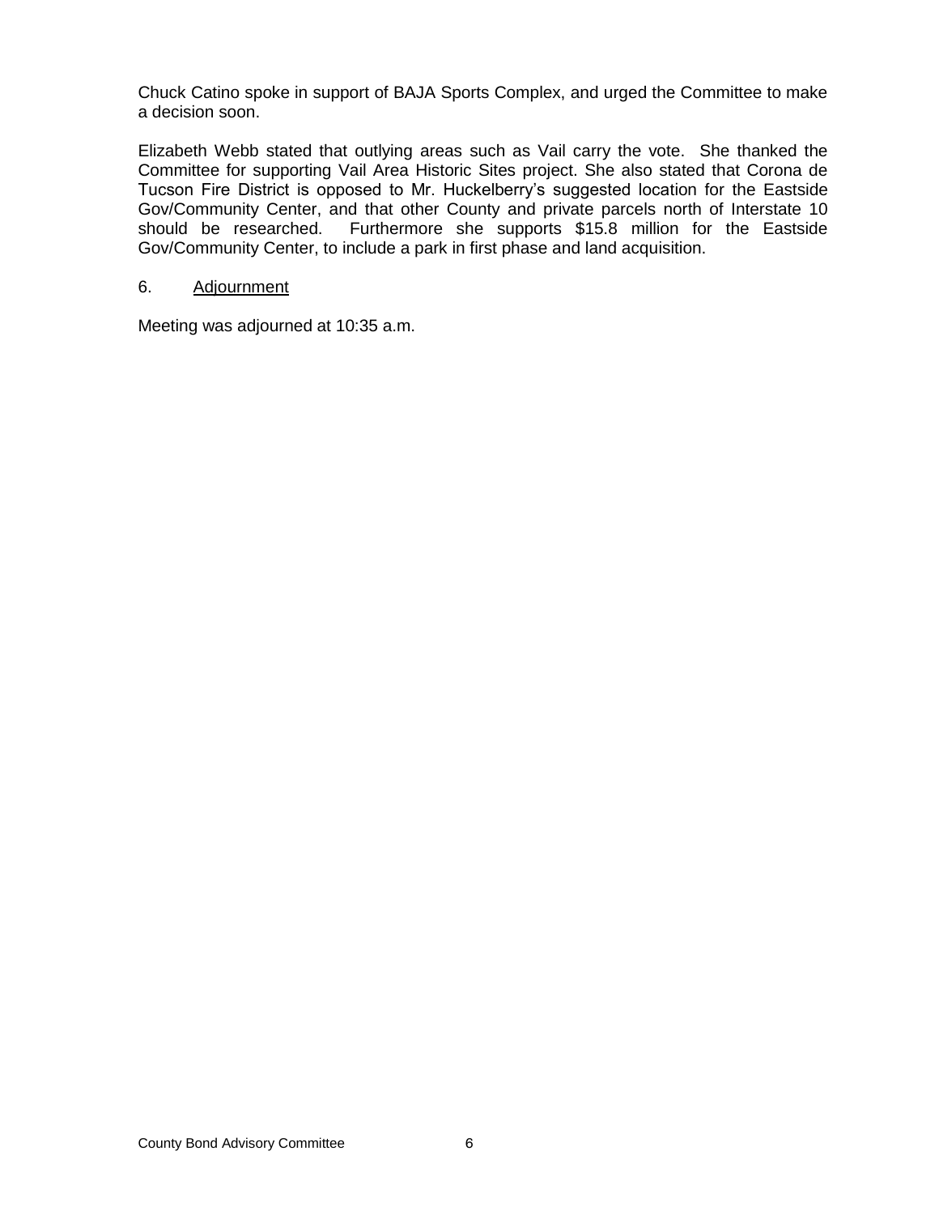Chuck Catino spoke in support of BAJA Sports Complex, and urged the Committee to make a decision soon.

Elizabeth Webb stated that outlying areas such as Vail carry the vote. She thanked the Committee for supporting Vail Area Historic Sites project. She also stated that Corona de Tucson Fire District is opposed to Mr. Huckelberry's suggested location for the Eastside Gov/Community Center, and that other County and private parcels north of Interstate 10 should be researched. Furthermore she supports $15.8 million for the Eastside Gov/Community Center, to include a park in first phase and land acquisition.

6. Adjournment

Meeting was adjourned at 10:35 a.m.